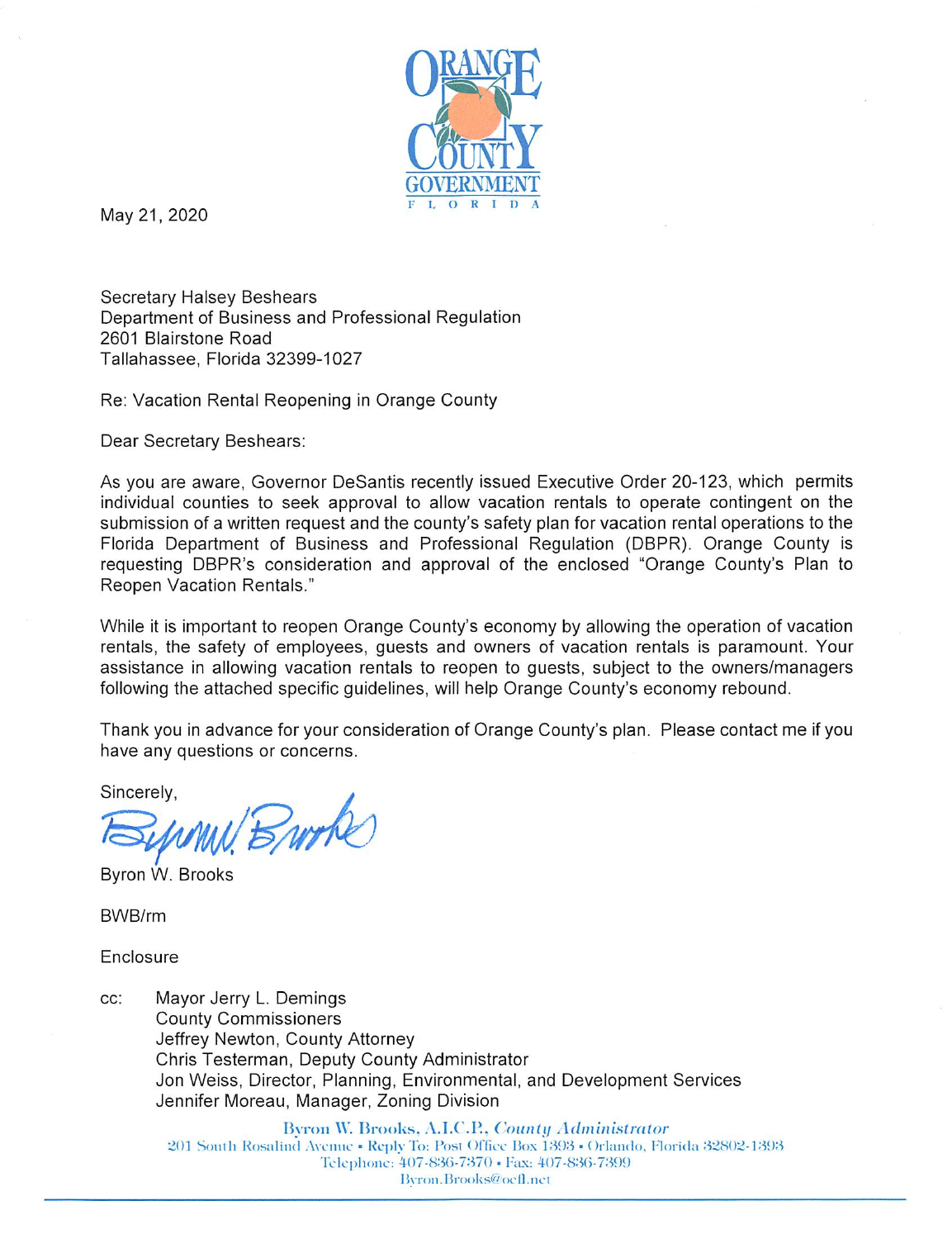ORANGE COUNTY GOVERNMENT
F L O R I D A

May 21, 2020

Secretary Halsey Beshears
Department of Business and Professional Regulation
2601 Blairstone Road
Tallahassee, Florida 32399-1027

Re: Vacation Rental Reopening in Orange County

Dear Secretary Beshears:

As you are aware, Governor DeSantis recently issued Executive Order 20-123, which permits individual counties to seek approval to allow vacation rentals to operate contingent on the submission of a written request and the county's safety plan for vacation rental operations to the Florida Department of Business and Professional Regulation (DBPR). Orange County is requesting DBPR's consideration and approval of the enclosed "Orange County's Plan to Reopen Vacation Rentals."

While it is important to reopen Orange County's economy by allowing the operation of vacation rentals, the safety of employees, guests and owners of vacation rentals is paramount. Your assistance in allowing vacation rentals to reopen to guests, subject to the owners/managers following the attached specific guidelines, will help Orange County's economy rebound.

Thank you in advance for your consideration of Orange County's plan. Please contact me if you have any questions or concerns.

Sincerely,

Byron W. Brooks

BWB/rm

Enclosure

cc: Mayor Jerry L. Demings
County Commissioners
Jeffrey Newton, County Attorney
Chris Testerman, Deputy County Administrator
Jon Weiss, Director, Planning, Environmental, and Development Services
Jennifer Moreau, Manager, Zoning Division

Byron W. Brooks, A.I.C.P., *County Administrator*
201 South Rosalind Avenue • Reply To: Post Office Box 1393 • Orlando, Florida 32802-1393
Telephone: 407-836-7370 • Fax: 407-836-7399
Byron.Brooks@ocfl.net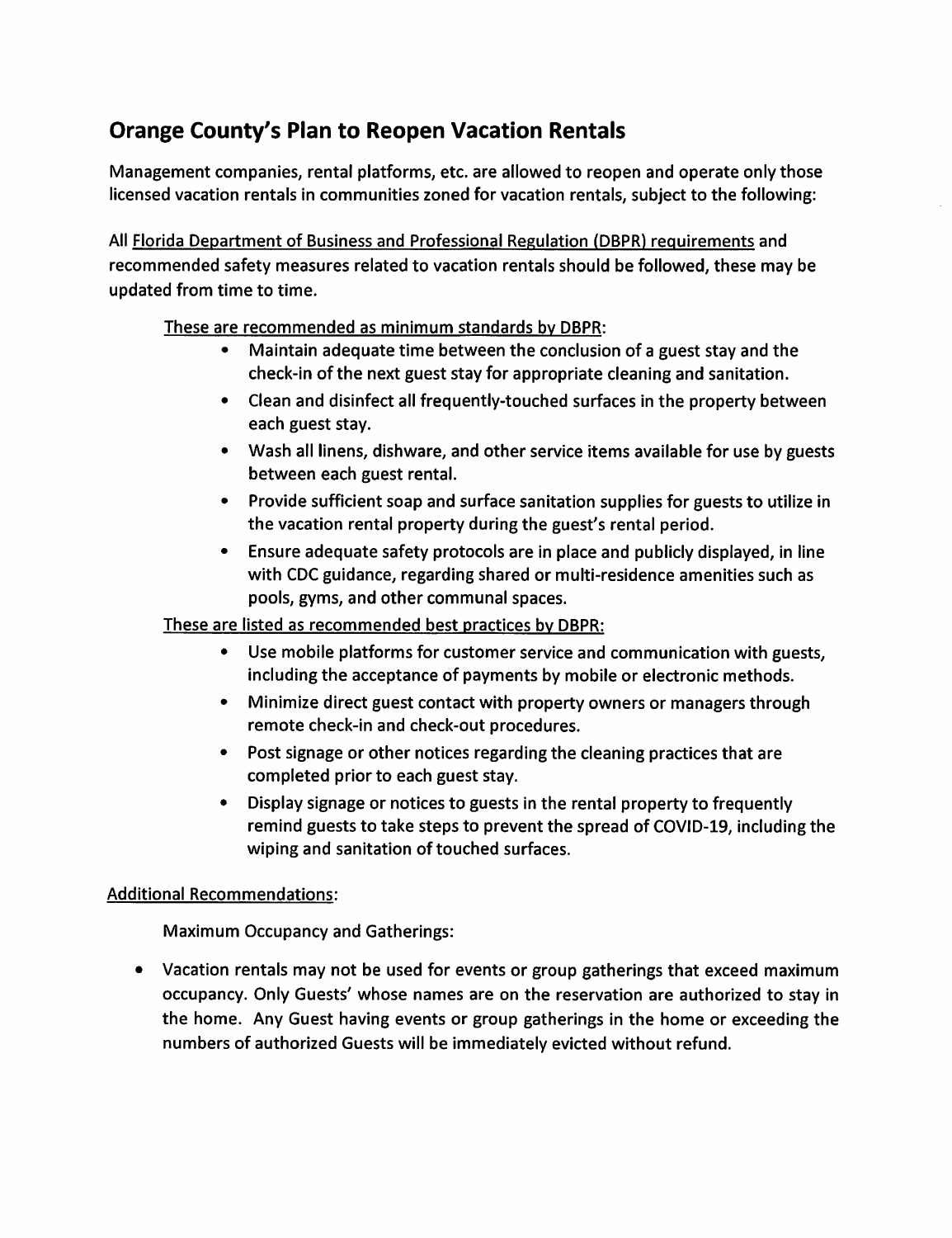## Orange County's Plan to Reopen Vacation Rentals

Management companies, rental platforms, etc. are allowed to reopen and operate only those licensed vacation rentals in communities zoned for vacation rentals, subject to the following:

All Florida Department of Business and Professional Regulation (DBPR) requirements and recommended safety measures related to vacation rentals should be followed, these may be updated from time to time.

These are recommended as minimum standards by DBPR:

- Maintain adequate time between the conclusion of a guest stay and the check-in of the next guest stay for appropriate cleaning and sanitation.
- Clean and disinfect all frequently-touched surfaces in the property between each guest stay.
- Wash all linens, dishware, and other service items available for use by guests between each guest rental.
- Provide sufficient soap and surface sanitation supplies for guests to utilize in the vacation rental property during the guest's rental period.
- Ensure adequate safety protocols are in place and publicly displayed, in line with CDC guidance, regarding shared or multi-residence amenities such as pools, gyms, and other communal spaces.

These are listed as recommended best practices by DBPR:

- Use mobile platforms for customer service and communication with guests, including the acceptance of payments by mobile or electronic methods.
- Minimize direct guest contact with property owners or managers through remote check-in and check-out procedures.
- Post signage or other notices regarding the cleaning practices that are completed prior to each guest stay.
- Display signage or notices to guests in the rental property to frequently remind guests to take steps to prevent the spread of COVID-19, including the wiping and sanitation of touched surfaces.

Additional Recommendations:

Maximum Occupancy and Gatherings:

- Vacation rentals may not be used for events or group gatherings that exceed maximum occupancy. Only Guests' whose names are on the reservation are authorized to stay in the home. Any Guest having events or group gatherings in the home or exceeding the numbers of authorized Guests will be immediately evicted without refund.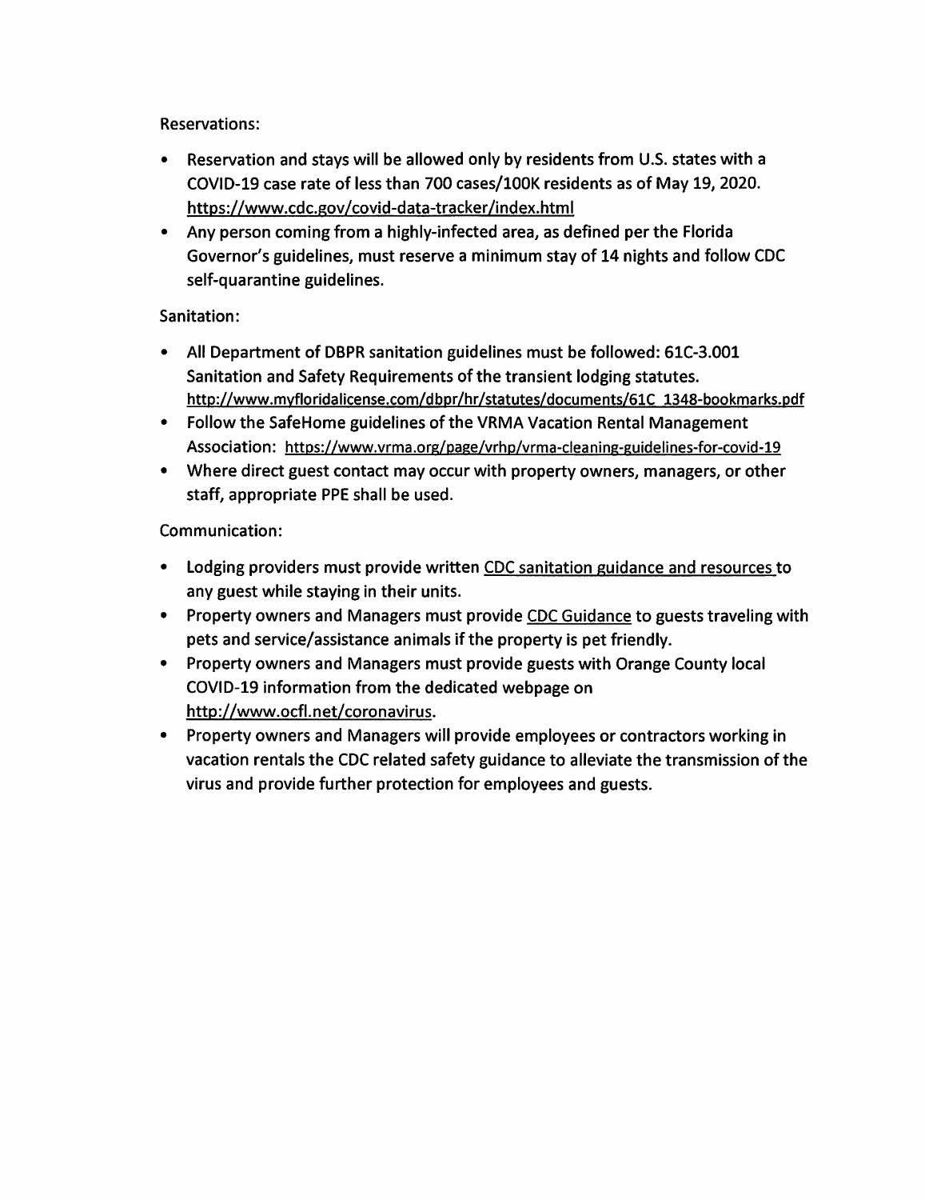Reservations:

- Reservation and stays will be allowed only by residents from U.S. states with a COVID-19 case rate of less than 700 cases/100K residents as of May 19, 2020. https://www.cdc.gov/covid-data-tracker/index.html
- Any person coming from a highly-infected area, as defined per the Florida Governor's guidelines, must reserve a minimum stay of 14 nights and follow CDC self-quarantine guidelines.

Sanitation:

- All Department of DBPR sanitation guidelines must be followed: 61C-3.001 Sanitation and Safety Requirements of the transient lodging statutes. http://www.myfloridalicense.com/dbpr/hr/statutes/documents/61C_1348-bookmarks.pdf
- Follow the SafeHome guidelines of the VRMA Vacation Rental Management Association: https://www.vrma.org/page/vrhp/vrma-cleaning-guidelines-for-covid-19
- Where direct guest contact may occur with property owners, managers, or other staff, appropriate PPE shall be used.

Communication:

- Lodging providers must provide written CDC sanitation guidance and resources to any guest while staying in their units.
- Property owners and Managers must provide CDC Guidance to guests traveling with pets and service/assistance animals if the property is pet friendly.
- Property owners and Managers must provide guests with Orange County local COVID-19 information from the dedicated webpage on http://www.ocfl.net/coronavirus.
- Property owners and Managers will provide employees or contractors working in vacation rentals the CDC related safety guidance to alleviate the transmission of the virus and provide further protection for employees and guests.